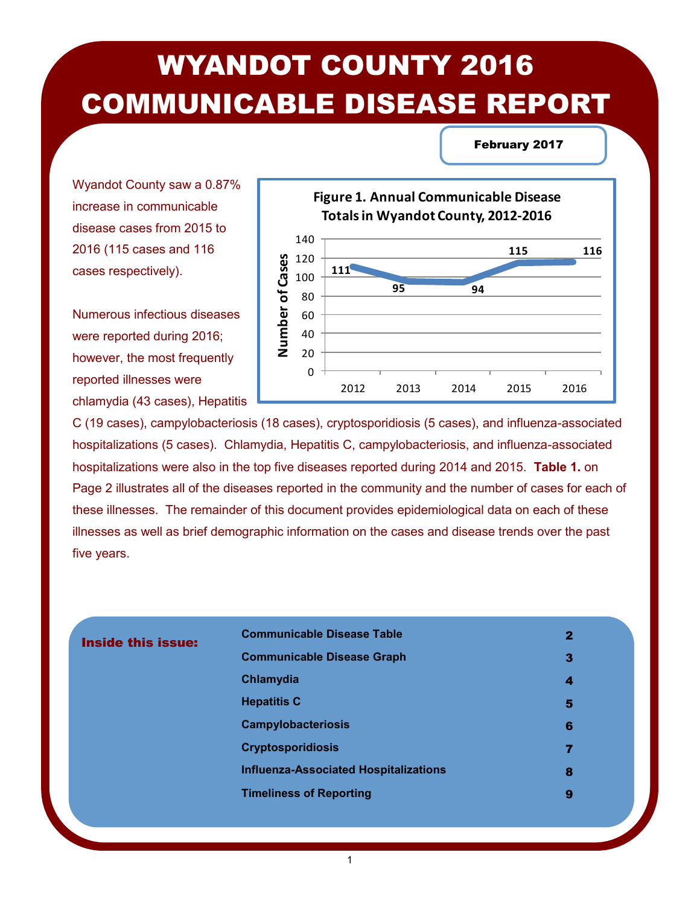# WYANDOT COUNTY 2016 COMMUNICABLE DISEASE REPORT

**February 2017**

Wyandot County saw a 0.87% increase in communicable disease cases from 2015 to 2016 (115 cases and 116 cases respectively).

**Figure 1. Annual Communicable Disease Totals in Wyandot County, 2012-2016**

| Year | Number of Cases |
|---|---|
| 2012 | 111 |
| 2013 | 95 |
| 2014 | 94 |
| 2015 | 115 |
| 2016 | 116 |

Numerous infectious diseases were reported during 2016; however, the most frequently reported illnesses were chlamydia (43 cases), Hepatitis C (19 cases), campylobacteriosis (18 cases), cryptosporidiosis (5 cases), and influenza-associated hospitalizations (5 cases). Chlamydia, Hepatitis C, campylobacteriosis, and influenza-associated hospitalizations were also in the top five diseases reported during 2014 and 2015. **Table 1.** on Page 2 illustrates all of the diseases reported in the community and the number of cases for each of these illnesses. The remainder of this document provides epidemiological data on each of these illnesses as well as brief demographic information on the cases and disease trends over the past five years.

**Inside this issue:**

| | |
|---|---|
| **Communicable Disease Table** | 2 |
| **Communicable Disease Graph** | 3 |
| **Chlamydia** | 4 |
| **Hepatitis C** | 5 |
| **Campylobacteriosis** | 6 |
| **Cryptosporidiosis** | 7 |
| **Influenza-Associated Hospitalizations** | 8 |
| **Timeliness of Reporting** | 9 |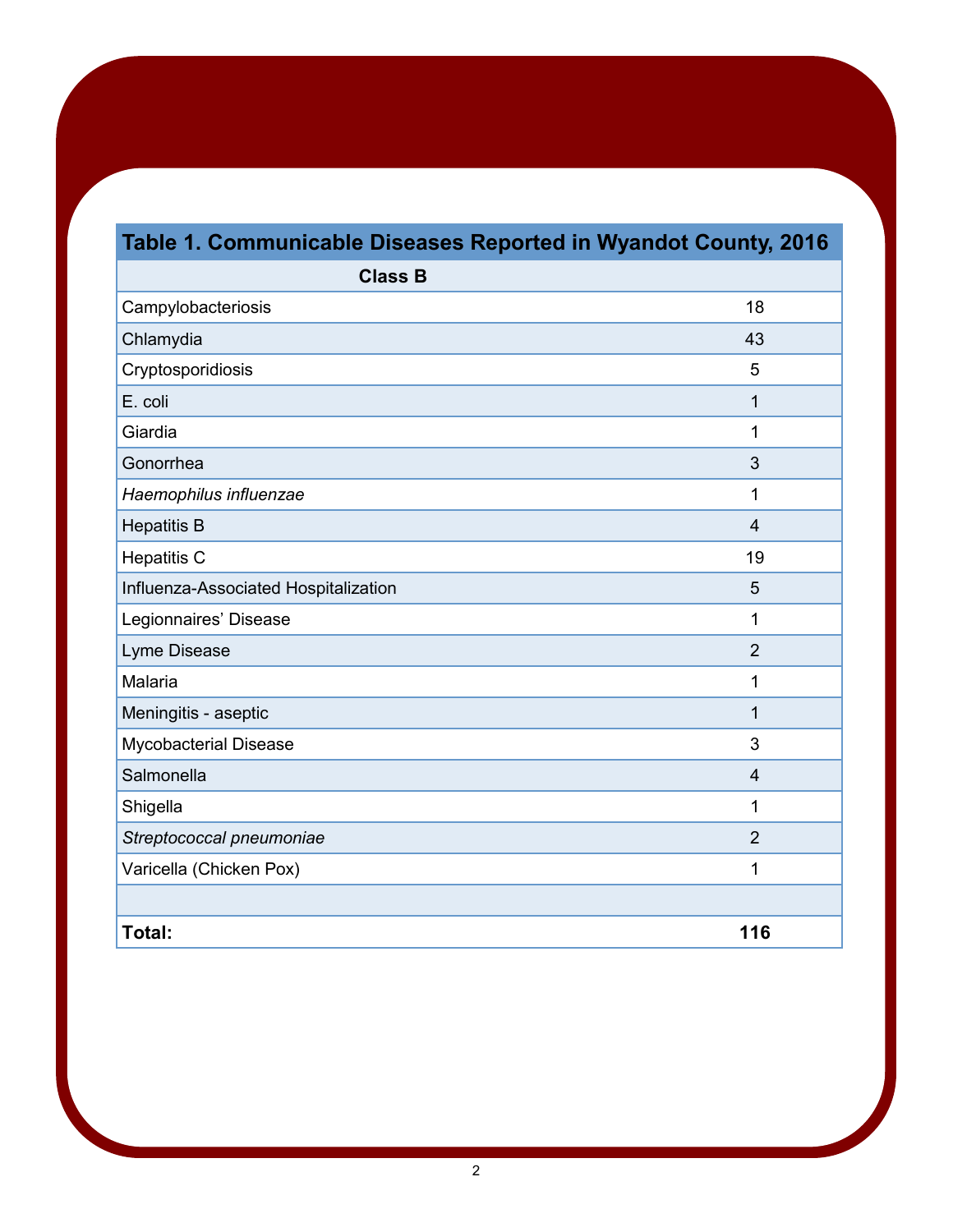**Table 1. Communicable Diseases Reported in Wyandot County, 2016**

| Class B | |
|---|---|
| Campylobacteriosis | 18 |
| Chlamydia | 43 |
| Cryptosporidiosis | 5 |
| E. coli | 1 |
| Giardia | 1 |
| Gonorrhea | 3 |
| *Haemophilus influenzae* | 1 |
| Hepatitis B | 4 |
| Hepatitis C | 19 |
| Influenza-Associated Hospitalization | 5 |
| Legionnaires' Disease | 1 |
| Lyme Disease | 2 |
| Malaria | 1 |
| Meningitis - aseptic | 1 |
| Mycobacterial Disease | 3 |
| Salmonella | 4 |
| Shigella | 1 |
| *Streptococcal pneumoniae* | 2 |
| Varicella (Chicken Pox) | 1 |
| | |
| **Total:** | **116** |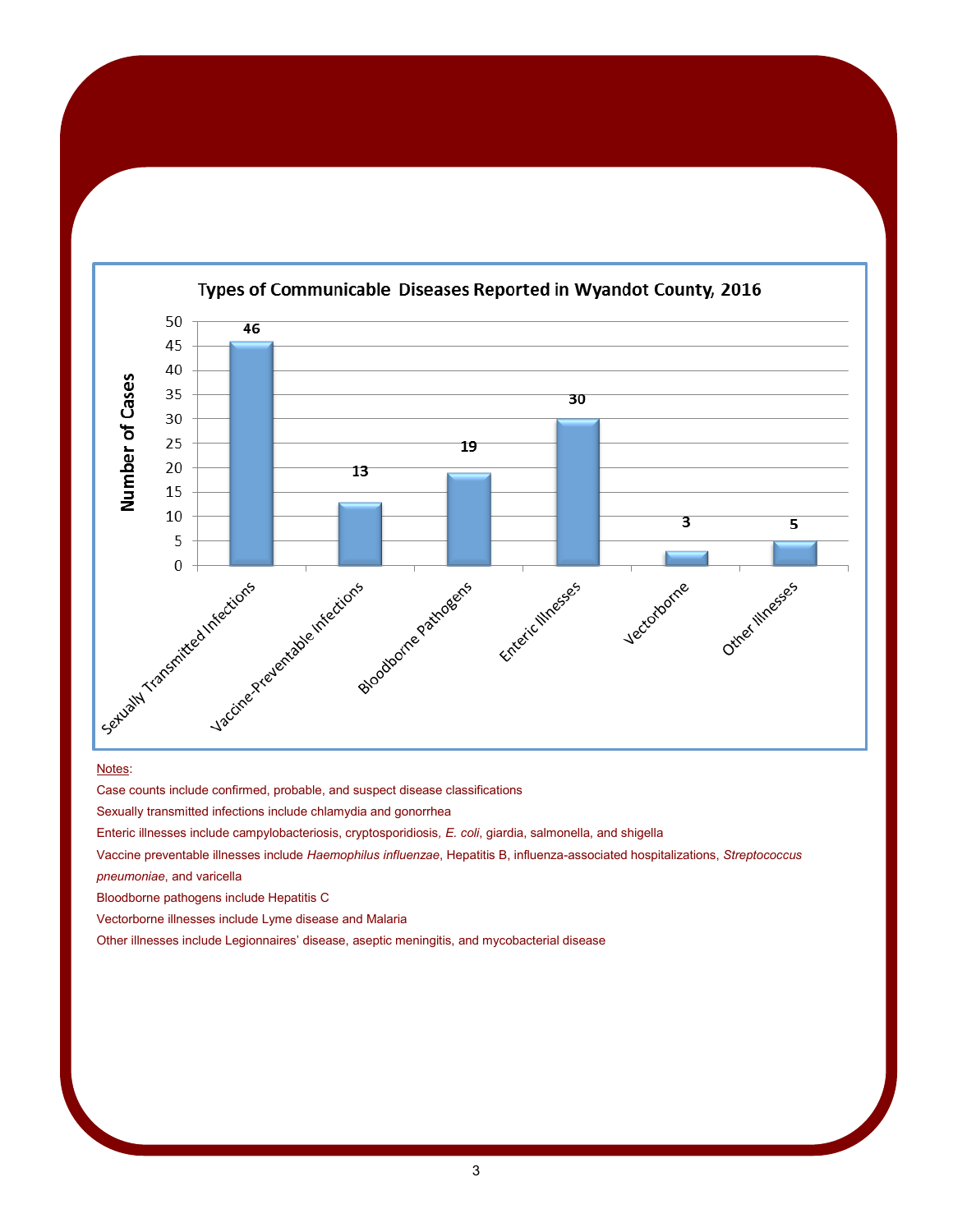**Types of Communicable Diseases Reported in Wyandot County, 2016**

| Type | Number of Cases |
|---|---|
| Sexually Transmitted Infections | 46 |
| Vaccine-Preventable Infections | 13 |
| Bloodborne Pathogens | 19 |
| Enteric Illnesses | 30 |
| Vectorborne | 3 |
| Other Illnesses | 5 |

Notes:

Case counts include confirmed, probable, and suspect disease classifications

Sexually transmitted infections include chlamydia and gonorrhea

Enteric illnesses include campylobacteriosis, cryptosporidiosis, *E. coli*, giardia, salmonella, and shigella

Vaccine preventable illnesses include *Haemophilus influenzae*, Hepatitis B, influenza-associated hospitalizations, *Streptococcus pneumoniae*, and varicella

Bloodborne pathogens include Hepatitis C

Vectorborne illnesses include Lyme disease and Malaria

Other illnesses include Legionnaires' disease, aseptic meningitis, and mycobacterial disease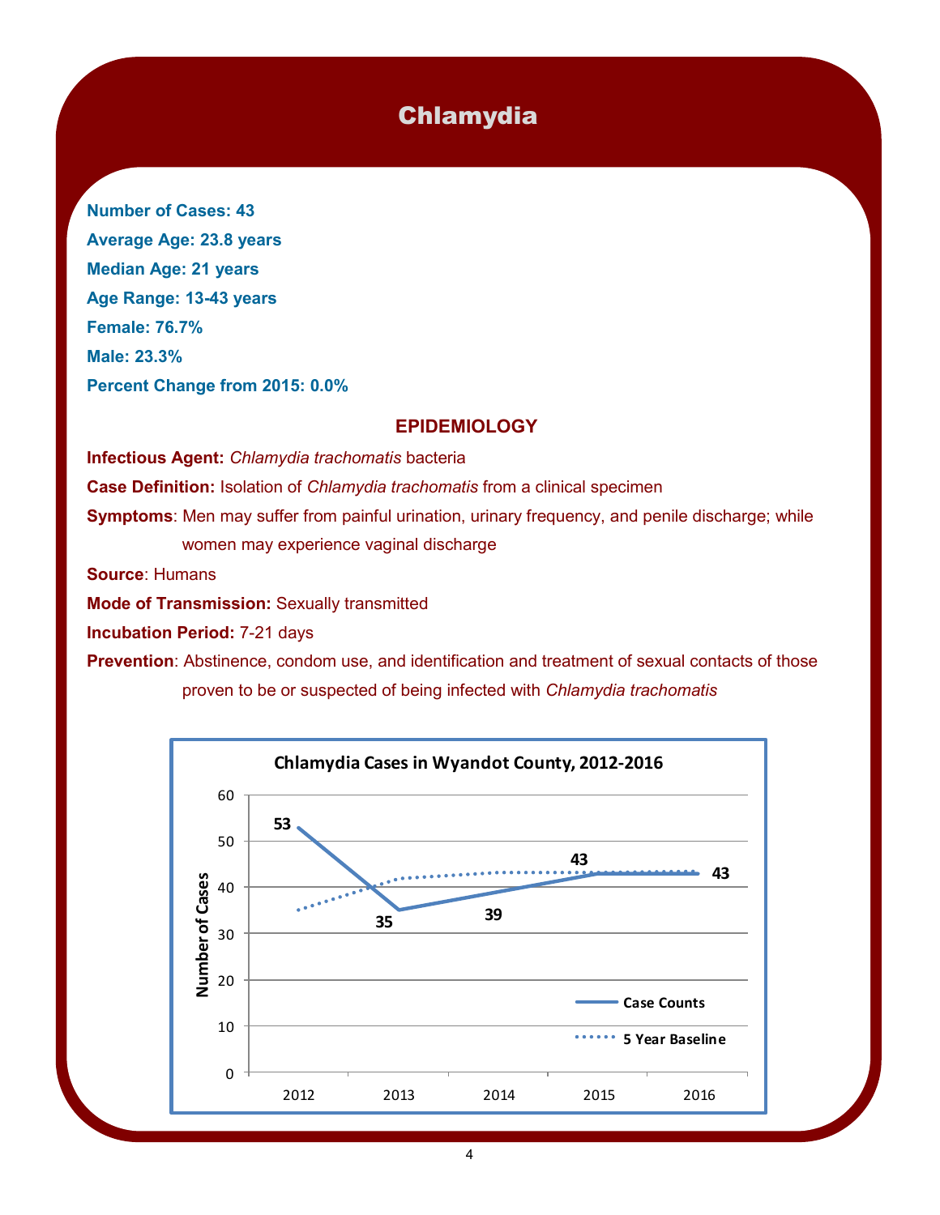# Chlamydia

**Number of Cases: 43**

**Average Age: 23.8 years**

**Median Age: 21 years**

**Age Range: 13-43 years**

**Female: 76.7%**

**Male: 23.3%**

**Percent Change from 2015: 0.0%**

## EPIDEMIOLOGY

**Infectious Agent:** *Chlamydia trachomatis* bacteria

**Case Definition:** Isolation of *Chlamydia trachomatis* from a clinical specimen

**Symptoms**: Men may suffer from painful urination, urinary frequency, and penile discharge; while women may experience vaginal discharge

**Source**: Humans

**Mode of Transmission:** Sexually transmitted

**Incubation Period:** 7-21 days

**Prevention**: Abstinence, condom use, and identification and treatment of sexual contacts of those proven to be or suspected of being infected with *Chlamydia trachomatis*

**Chlamydia Cases in Wyandot County, 2012-2016**

| Year | Case Counts |
|---|---|
| 2012 | 53 |
| 2013 | 35 |
| 2014 | 39 |
| 2015 | 43 |
| 2016 | 43 |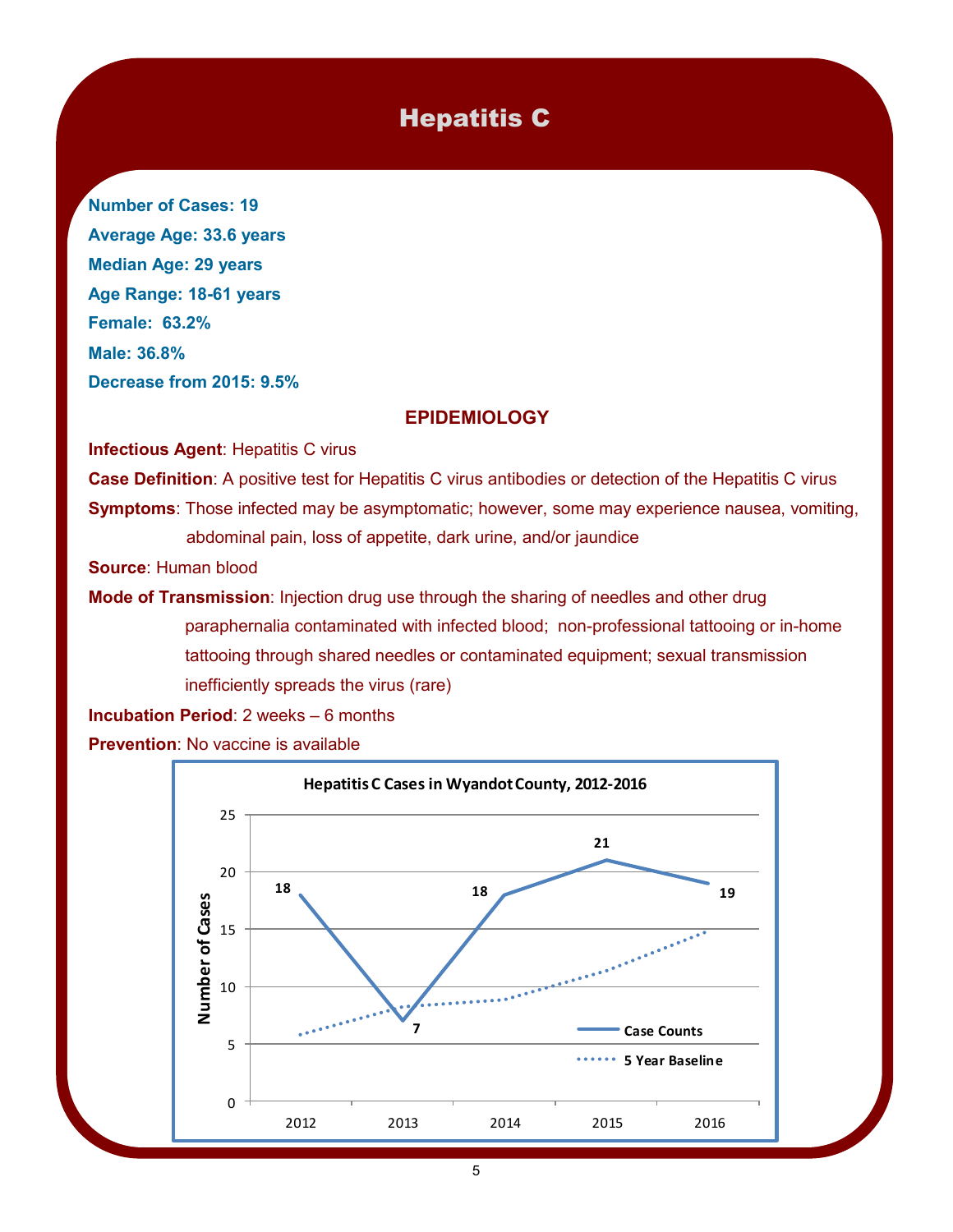# Hepatitis C

**Number of Cases: 19**

**Average Age: 33.6 years**

**Median Age: 29 years**

**Age Range: 18-61 years**

**Female: 63.2%**

**Male: 36.8%**

**Decrease from 2015: 9.5%**

## EPIDEMIOLOGY

**Infectious Agent**: Hepatitis C virus

**Case Definition**: A positive test for Hepatitis C virus antibodies or detection of the Hepatitis C virus

**Symptoms**: Those infected may be asymptomatic; however, some may experience nausea, vomiting, abdominal pain, loss of appetite, dark urine, and/or jaundice

**Source**: Human blood

**Mode of Transmission**: Injection drug use through the sharing of needles and other drug paraphernalia contaminated with infected blood; non-professional tattooing or in-home tattooing through shared needles or contaminated equipment; sexual transmission inefficiently spreads the virus (rare)

**Incubation Period**: 2 weeks – 6 months

**Prevention**: No vaccine is available

**Hepatitis C Cases in Wyandot County, 2012-2016**

| Year | Case Counts |
|---|---|
| 2012 | 18 |
| 2013 | 7 |
| 2014 | 18 |
| 2015 | 21 |
| 2016 | 19 |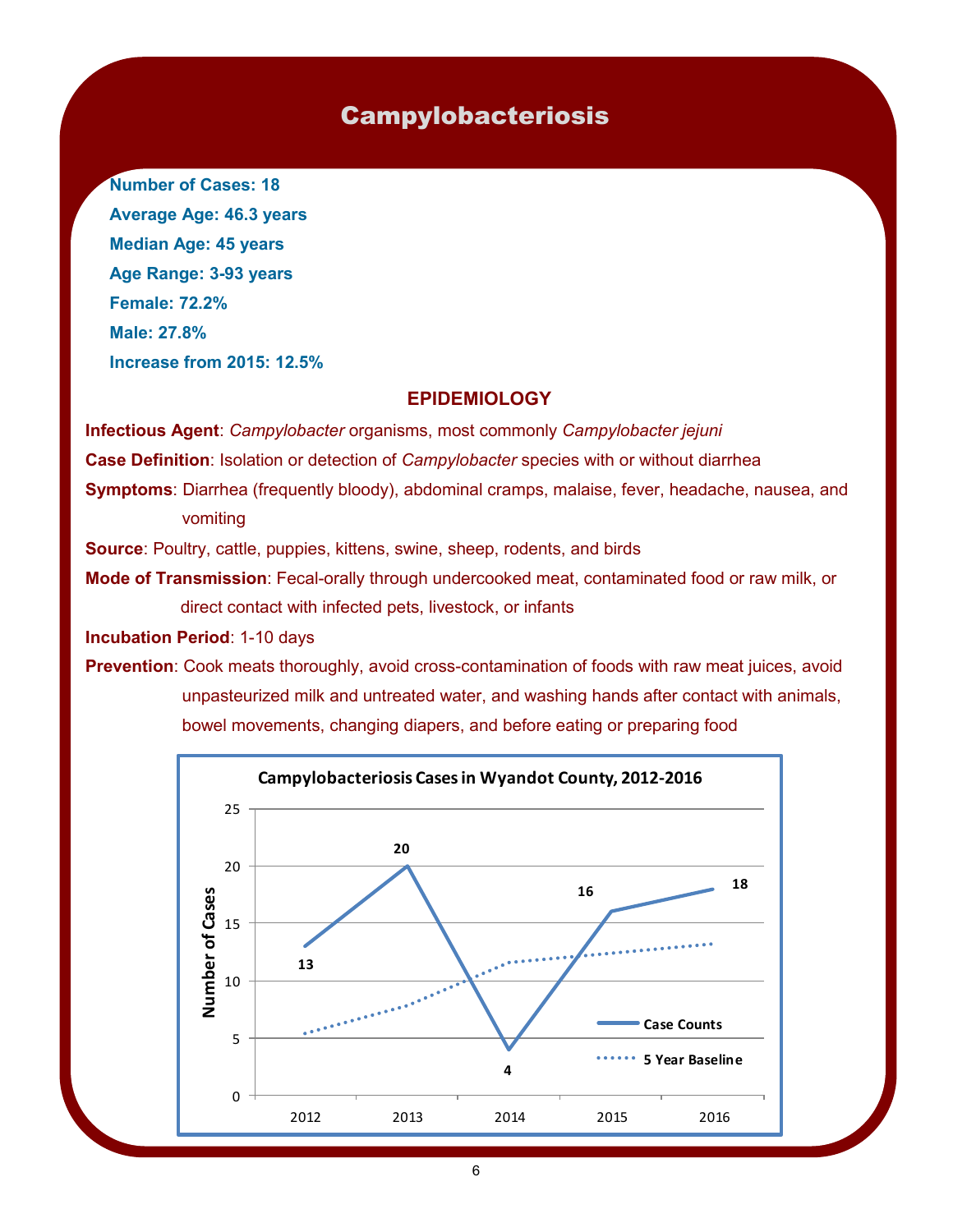# Campylobacteriosis

**Number of Cases: 18**

**Average Age: 46.3 years**

**Median Age: 45 years**

**Age Range: 3-93 years**

**Female: 72.2%**

**Male: 27.8%**

**Increase from 2015: 12.5%**

## EPIDEMIOLOGY

**Infectious Agent**: *Campylobacter* organisms, most commonly *Campylobacter jejuni*

**Case Definition**: Isolation or detection of *Campylobacter* species with or without diarrhea

**Symptoms**: Diarrhea (frequently bloody), abdominal cramps, malaise, fever, headache, nausea, and vomiting

**Source**: Poultry, cattle, puppies, kittens, swine, sheep, rodents, and birds

**Mode of Transmission**: Fecal-orally through undercooked meat, contaminated food or raw milk, or direct contact with infected pets, livestock, or infants

**Incubation Period**: 1-10 days

**Prevention**: Cook meats thoroughly, avoid cross-contamination of foods with raw meat juices, avoid unpasteurized milk and untreated water, and washing hands after contact with animals, bowel movements, changing diapers, and before eating or preparing food

**Campylobacteriosis Cases in Wyandot County, 2012-2016**

| Year | Case Counts |
|---|---|
| 2012 | 13 |
| 2013 | 20 |
| 2014 | 4 |
| 2015 | 16 |
| 2016 | 18 |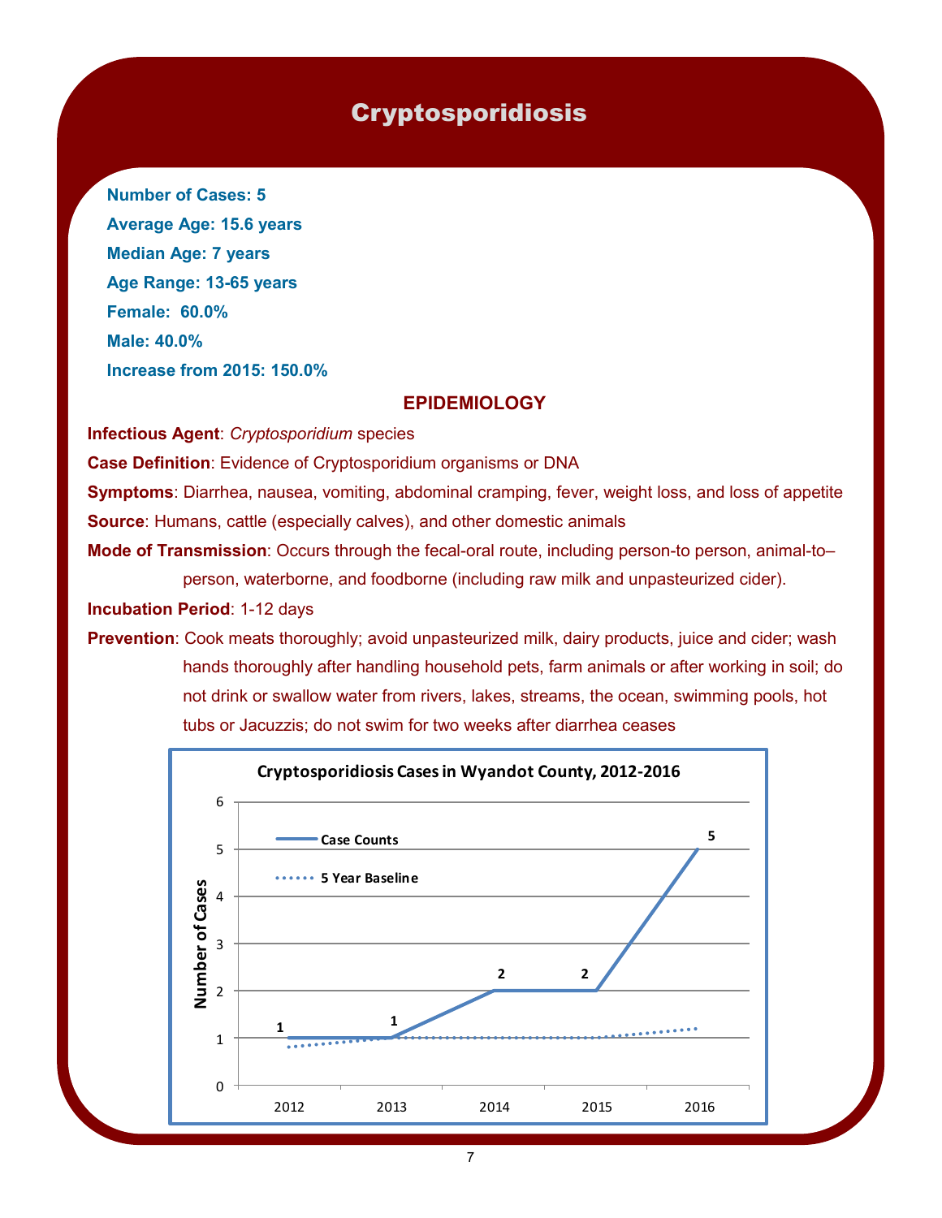# Cryptosporidiosis

**Number of Cases: 5**

**Average Age: 15.6 years**

**Median Age: 7 years**

**Age Range: 13-65 years**

**Female: 60.0%**

**Male: 40.0%**

**Increase from 2015: 150.0%**

## EPIDEMIOLOGY

**Infectious Agent**: *Cryptosporidium* species

**Case Definition**: Evidence of Cryptosporidium organisms or DNA

**Symptoms**: Diarrhea, nausea, vomiting, abdominal cramping, fever, weight loss, and loss of appetite

**Source**: Humans, cattle (especially calves), and other domestic animals

**Mode of Transmission**: Occurs through the fecal-oral route, including person-to person, animal-to–person, waterborne, and foodborne (including raw milk and unpasteurized cider).

**Incubation Period**: 1-12 days

**Prevention**: Cook meats thoroughly; avoid unpasteurized milk, dairy products, juice and cider; wash hands thoroughly after handling household pets, farm animals or after working in soil; do not drink or swallow water from rivers, lakes, streams, the ocean, swimming pools, hot tubs or Jacuzzis; do not swim for two weeks after diarrhea ceases

**Cryptosporidiosis Cases in Wyandot County, 2012-2016**

| Year | Case Counts |
|---|---|
| 2012 | 1 |
| 2013 | 1 |
| 2014 | 2 |
| 2015 | 2 |
| 2016 | 5 |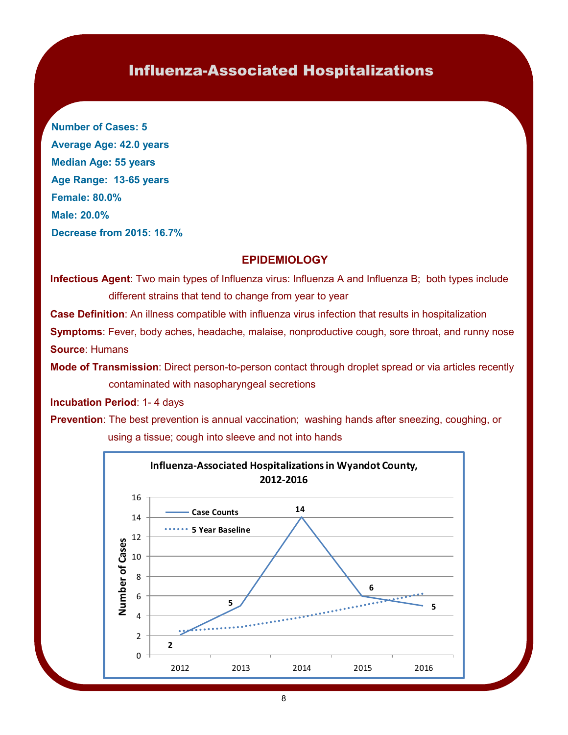# Influenza-Associated Hospitalizations

**Number of Cases: 5**

**Average Age: 42.0 years**

**Median Age: 55 years**

**Age Range: 13-65 years**

**Female: 80.0%**

**Male: 20.0%**

**Decrease from 2015: 16.7%**

## EPIDEMIOLOGY

**Infectious Agent**: Two main types of Influenza virus: Influenza A and Influenza B; both types include different strains that tend to change from year to year

**Case Definition**: An illness compatible with influenza virus infection that results in hospitalization

**Symptoms**: Fever, body aches, headache, malaise, nonproductive cough, sore throat, and runny nose

**Source**: Humans

**Mode of Transmission**: Direct person-to-person contact through droplet spread or via articles recently contaminated with nasopharyngeal secretions

**Incubation Period**: 1- 4 days

**Prevention**: The best prevention is annual vaccination; washing hands after sneezing, coughing, or using a tissue; cough into sleeve and not into hands

**Influenza-Associated Hospitalizations in Wyandot County, 2012-2016**

| Year | Case Counts |
|---|---|
| 2012 | 2 |
| 2013 | 5 |
| 2014 | 14 |
| 2015 | 6 |
| 2016 | 5 |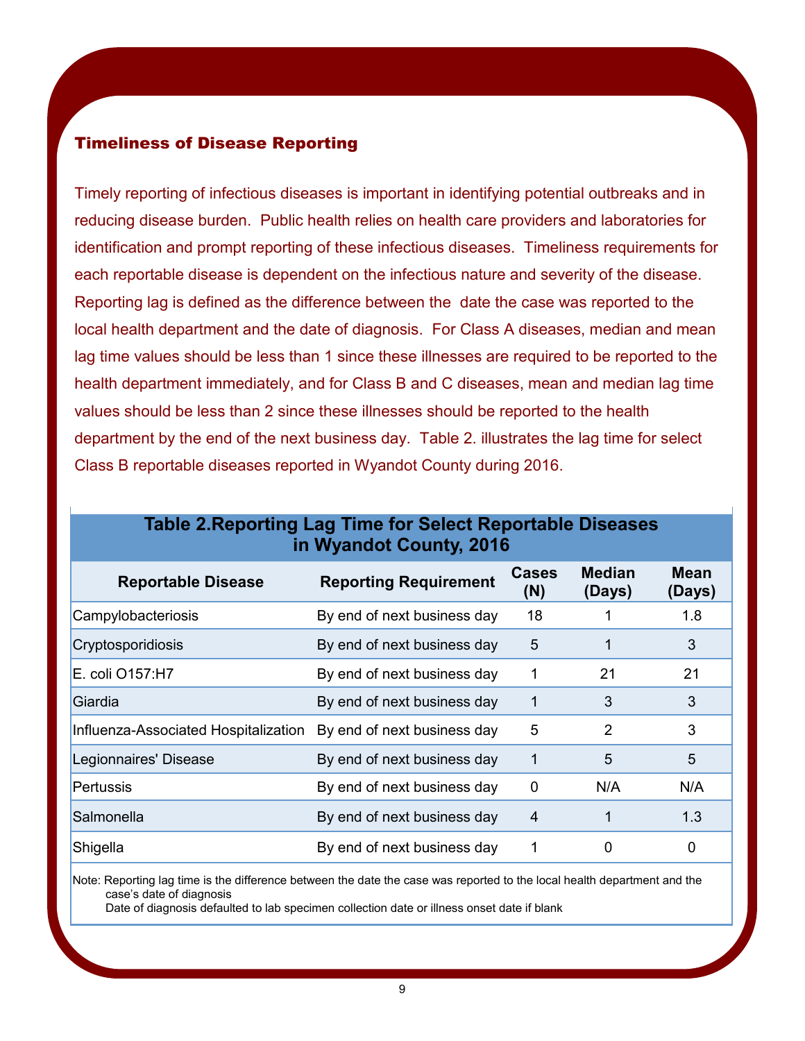## Timeliness of Disease Reporting

Timely reporting of infectious diseases is important in identifying potential outbreaks and in reducing disease burden. Public health relies on health care providers and laboratories for identification and prompt reporting of these infectious diseases. Timeliness requirements for each reportable disease is dependent on the infectious nature and severity of the disease. Reporting lag is defined as the difference between the date the case was reported to the local health department and the date of diagnosis. For Class A diseases, median and mean lag time values should be less than 1 since these illnesses are required to be reported to the health department immediately, and for Class B and C diseases, mean and median lag time values should be less than 2 since these illnesses should be reported to the health department by the end of the next business day. Table 2. illustrates the lag time for select Class B reportable diseases reported in Wyandot County during 2016.

**Table 2.Reporting Lag Time for Select Reportable Diseases in Wyandot County, 2016**

| Reportable Disease | Reporting Requirement | Cases (N) | Median (Days) | Mean (Days) |
|---|---|---|---|---|
| Campylobacteriosis | By end of next business day | 18 | 1 | 1.8 |
| Cryptosporidiosis | By end of next business day | 5 | 1 | 3 |
| E. coli O157:H7 | By end of next business day | 1 | 21 | 21 |
| Giardia | By end of next business day | 1 | 3 | 3 |
| Influenza-Associated Hospitalization | By end of next business day | 5 | 2 | 3 |
| Legionnaires' Disease | By end of next business day | 1 | 5 | 5 |
| Pertussis | By end of next business day | 0 | N/A | N/A |
| Salmonella | By end of next business day | 4 | 1 | 1.3 |
| Shigella | By end of next business day | 1 | 0 | 0 |

Note: Reporting lag time is the difference between the date the case was reported to the local health department and the case's date of diagnosis

Date of diagnosis defaulted to lab specimen collection date or illness onset date if blank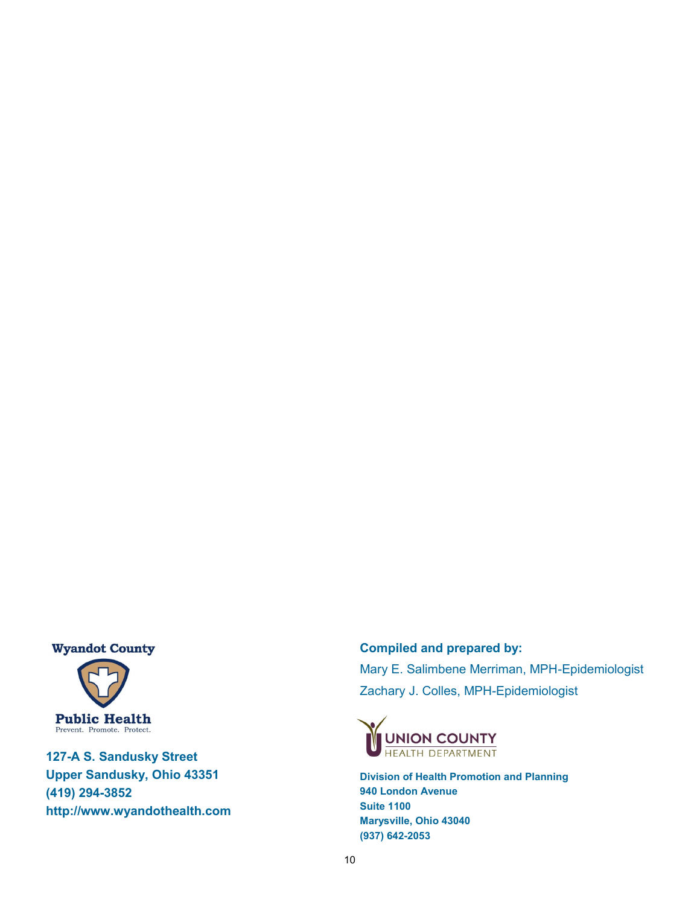Wyandot County

Public Health

Prevent. Promote. Protect.

**127-A S. Sandusky Street**
**Upper Sandusky, Ohio 43351**
**(419) 294-3852**
**http://www.wyandothealth.com**

**Compiled and prepared by:**

Mary E. Salimbene Merriman, MPH-Epidemiologist

Zachary J. Colles, MPH-Epidemiologist

UNION COUNTY HEALTH DEPARTMENT

**Division of Health Promotion and Planning**
**940 London Avenue**
**Suite 1100**
**Marysville, Ohio 43040**
**(937) 642-2053**